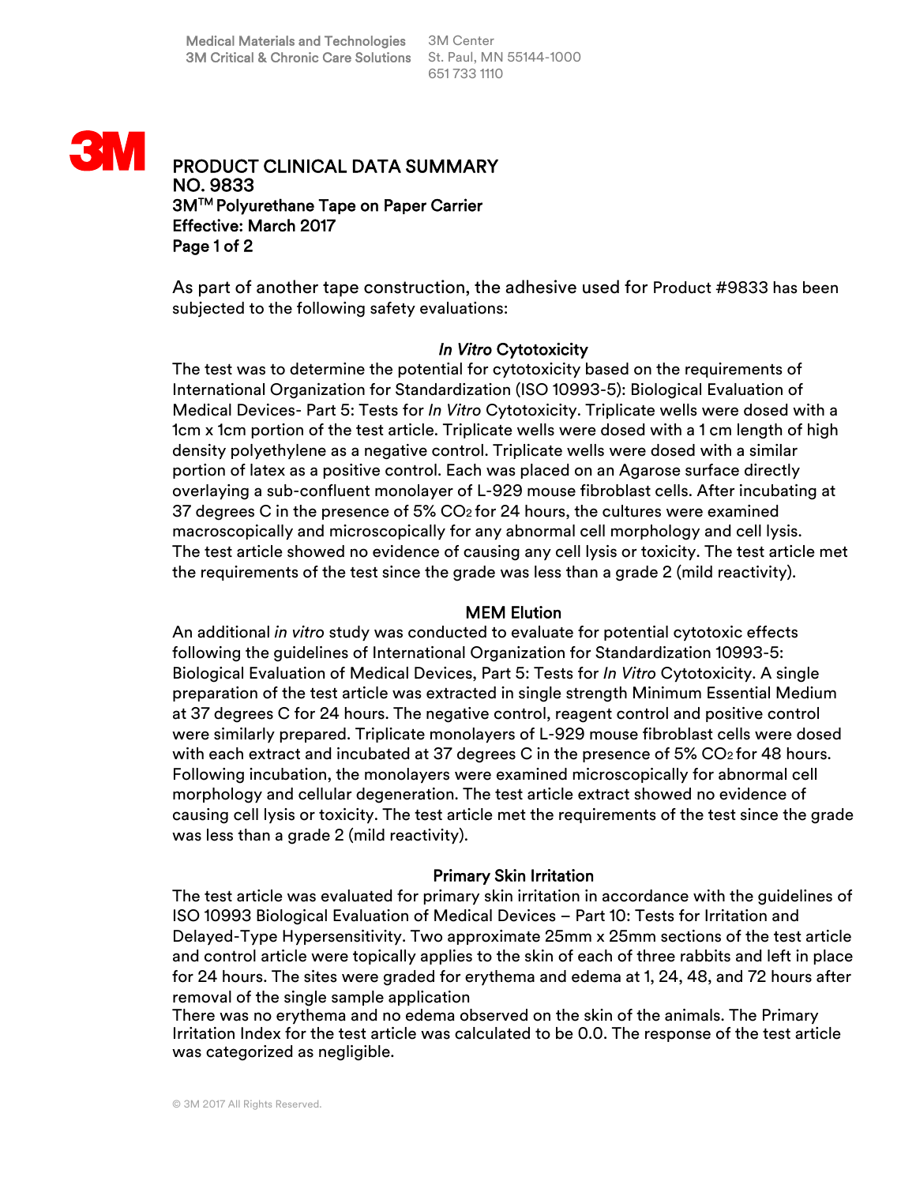Medical Materials and Technologies
3M Critical & Chronic Care Solutions

3M Center
St. Paul, MN 55144-1000
651 733 1110

# PRODUCT CLINICAL DATA SUMMARY
# NO. 9833
## 3M™ Polyurethane Tape on Paper Carrier
**Effective: March 2017**

As part of another tape construction, the adhesive used for Product #9833 has been subjected to the following safety evaluations:

### *In Vitro* Cytotoxicity

The test was to determine the potential for cytotoxicity based on the requirements of International Organization for Standardization (ISO 10993-5): Biological Evaluation of Medical Devices- Part 5: Tests for *In Vitro* Cytotoxicity. Triplicate wells were dosed with a 1cm x 1cm portion of the test article. Triplicate wells were dosed with a 1 cm length of high density polyethylene as a negative control. Triplicate wells were dosed with a similar portion of latex as a positive control. Each was placed on an Agarose surface directly overlaying a sub-confluent monolayer of L-929 mouse fibroblast cells. After incubating at 37 degrees C in the presence of 5% $CO_2$ for 24 hours, the cultures were examined macroscopically and microscopically for any abnormal cell morphology and cell lysis. The test article showed no evidence of causing any cell lysis or toxicity. The test article met the requirements of the test since the grade was less than a grade 2 (mild reactivity).

### MEM Elution

An additional *in vitro* study was conducted to evaluate for potential cytotoxic effects following the guidelines of International Organization for Standardization 10993-5: Biological Evaluation of Medical Devices, Part 5: Tests for *In Vitro* Cytotoxicity. A single preparation of the test article was extracted in single strength Minimum Essential Medium at 37 degrees C for 24 hours. The negative control, reagent control and positive control were similarly prepared. Triplicate monolayers of L-929 mouse fibroblast cells were dosed with each extract and incubated at 37 degrees C in the presence of 5% $CO_2$ for 48 hours. Following incubation, the monolayers were examined microscopically for abnormal cell morphology and cellular degeneration. The test article extract showed no evidence of causing cell lysis or toxicity. The test article met the requirements of the test since the grade was less than a grade 2 (mild reactivity).

### Primary Skin Irritation

The test article was evaluated for primary skin irritation in accordance with the guidelines of ISO 10993 Biological Evaluation of Medical Devices – Part 10: Tests for Irritation and Delayed-Type Hypersensitivity. Two approximate 25mm x 25mm sections of the test article and control article were topically applies to the skin of each of three rabbits and left in place for 24 hours. The sites were graded for erythema and edema at 1, 24, 48, and 72 hours after removal of the single sample application

There was no erythema and no edema observed on the skin of the animals. The Primary Irritation Index for the test article was calculated to be 0.0. The response of the test article was categorized as negligible.

© 3M 2017 All Rights Reserved.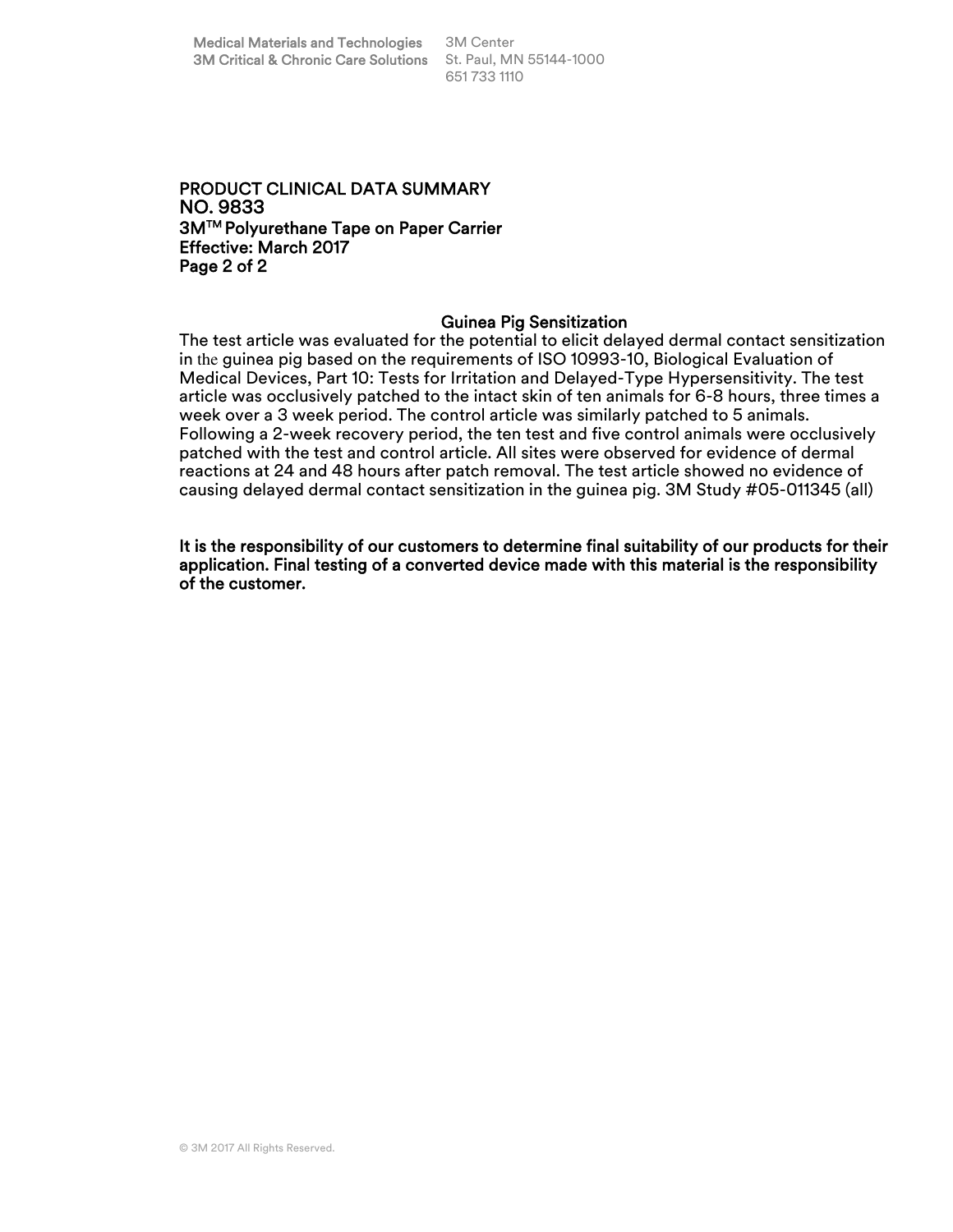PRODUCT CLINICAL DATA SUMMARY
NO. 9833
3M™ Polyurethane Tape on Paper Carrier
Effective: March 2017

## Guinea Pig Sensitization

The test article was evaluated for the potential to elicit delayed dermal contact sensitization in the guinea pig based on the requirements of ISO 10993-10, Biological Evaluation of Medical Devices, Part 10: Tests for Irritation and Delayed-Type Hypersensitivity. The test article was occlusively patched to the intact skin of ten animals for 6-8 hours, three times a week over a 3 week period. The control article was similarly patched to 5 animals. Following a 2-week recovery period, the ten test and five control animals were occlusively patched with the test and control article. All sites were observed for evidence of dermal reactions at 24 and 48 hours after patch removal. The test article showed no evidence of causing delayed dermal contact sensitization in the guinea pig. 3M Study #05-011345 (all)

**It is the responsibility of our customers to determine final suitability of our products for their application. Final testing of a converted device made with this material is the responsibility of the customer.**